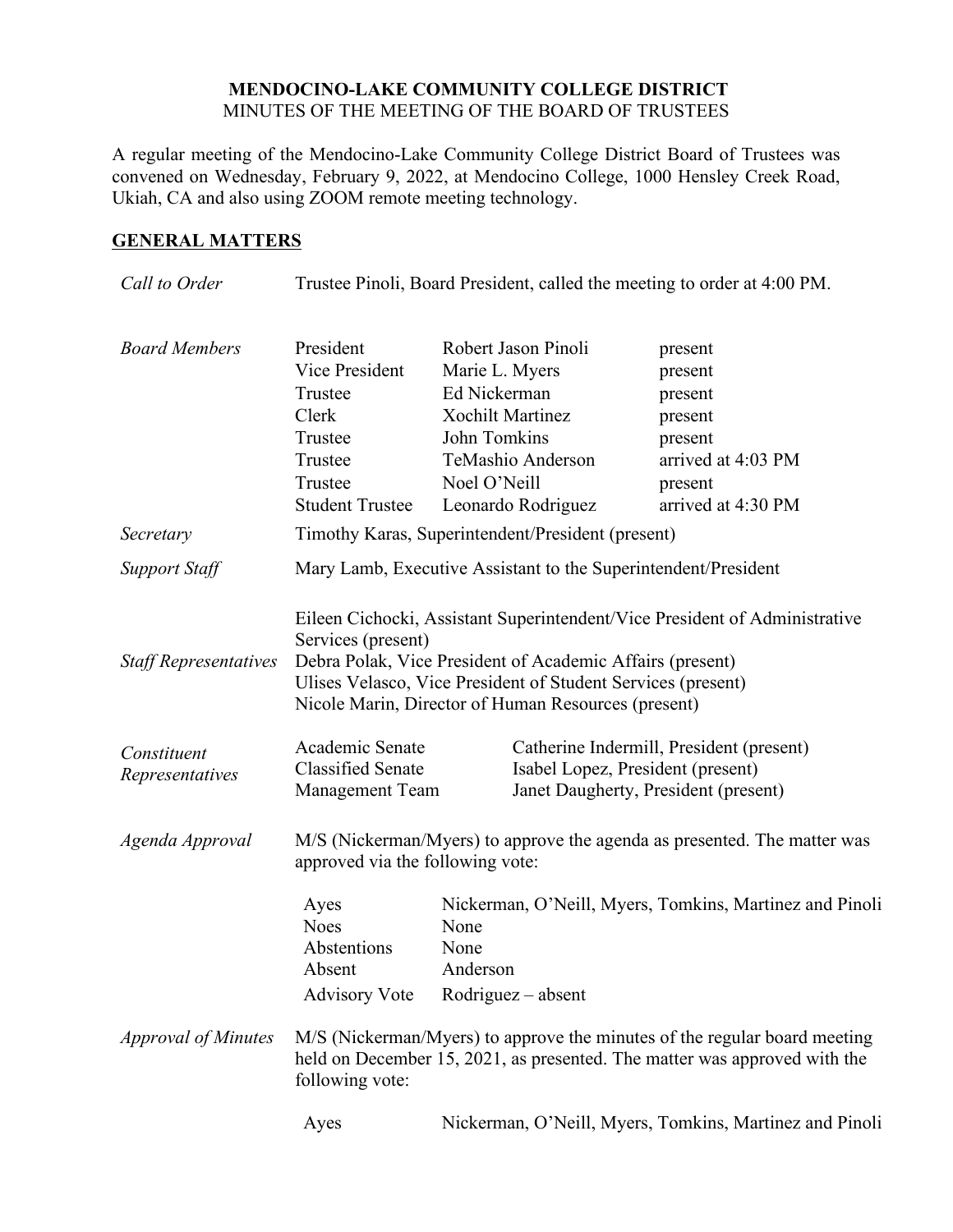# MENDOCINO-LAKE COMMUNITY COLLEGE DISTRICT

MINUTES OF THE MEETING OF THE BOARD OF TRUSTEES

A regular meeting of the Mendocino-Lake Community College District Board of Trustees was convened on Wednesday, February 9, 2022, at Mendocino College, 1000 Hensley Creek Road, Ukiah, CA and also using ZOOM remote meeting technology.

## GENERAL MATTERS

*Call to Order*

Trustee Pinoli, Board President, called the meeting to order at 4:00 PM.

*Board Members*

| | | |
|---|---|---|
| President | Robert Jason Pinoli | present |
| Vice President | Marie L. Myers | present |
| Trustee | Ed Nickerman | present |
| Clerk | Xochilt Martinez | present |
| Trustee | John Tomkins | present |
| Trustee | TeMashio Anderson | arrived at 4:03 PM |
| Trustee | Noel O'Neill | present |
| Student Trustee | Leonardo Rodriguez | arrived at 4:30 PM |

*Secretary*

Timothy Karas, Superintendent/President (present)

*Support Staff*

Mary Lamb, Executive Assistant to the Superintendent/President

*Staff Representatives*

Eileen Cichocki, Assistant Superintendent/Vice President of Administrative Services (present)
Debra Polak, Vice President of Academic Affairs (present)
Ulises Velasco, Vice President of Student Services (present)
Nicole Marin, Director of Human Resources (present)

*Constituent Representatives*

| | |
|---|---|
| Academic Senate | Catherine Indermill, President (present) |
| Classified Senate | Isabel Lopez, President (present) |
| Management Team | Janet Daugherty, President (present) |

*Agenda Approval*

M/S (Nickerman/Myers) to approve the agenda as presented. The matter was approved via the following vote:

| | |
|---|---|
| Ayes | Nickerman, O'Neill, Myers, Tomkins, Martinez and Pinoli |
| Noes | None |
| Abstentions | None |
| Absent | Anderson |
| Advisory Vote | Rodriguez – absent |

*Approval of Minutes*

M/S (Nickerman/Myers) to approve the minutes of the regular board meeting held on December 15, 2021, as presented. The matter was approved with the following vote:

| | |
|---|---|
| Ayes | Nickerman, O'Neill, Myers, Tomkins, Martinez and Pinoli |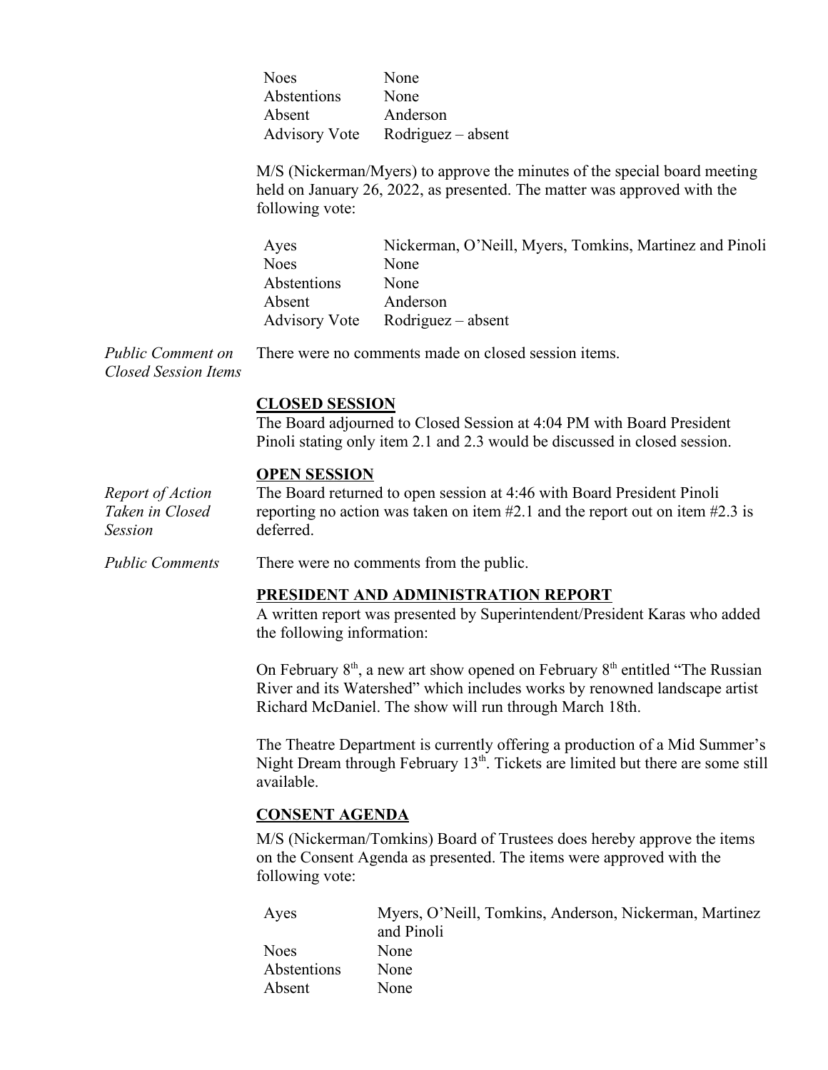| | |
|---|---|
| Noes | None |
| Abstentions | None |
| Absent | Anderson |
| Advisory Vote | Rodriguez – absent |

M/S (Nickerman/Myers) to approve the minutes of the special board meeting held on January 26, 2022, as presented. The matter was approved with the following vote:

| | |
|---|---|
| Ayes | Nickerman, O'Neill, Myers, Tomkins, Martinez and Pinoli |
| Noes | None |
| Abstentions | None |
| Absent | Anderson |
| Advisory Vote | Rodriguez – absent |

*Public Comment on Closed Session Items*

There were no comments made on closed session items.

**CLOSED SESSION**

The Board adjourned to Closed Session at 4:04 PM with Board President Pinoli stating only item 2.1 and 2.3 would be discussed in closed session.

**OPEN SESSION**

*Report of Action Taken in Closed Session*

The Board returned to open session at 4:46 with Board President Pinoli reporting no action was taken on item #2.1 and the report out on item #2.3 is deferred.

*Public Comments*

There were no comments from the public.

**PRESIDENT AND ADMINISTRATION REPORT**

A written report was presented by Superintendent/President Karas who added the following information:

On February 8th, a new art show opened on February 8th entitled "The Russian River and its Watershed" which includes works by renowned landscape artist Richard McDaniel. The show will run through March 18th.

The Theatre Department is currently offering a production of a Mid Summer's Night Dream through February 13th. Tickets are limited but there are some still available.

**CONSENT AGENDA**

M/S (Nickerman/Tomkins) Board of Trustees does hereby approve the items on the Consent Agenda as presented. The items were approved with the following vote:

| | |
|---|---|
| Ayes | Myers, O'Neill, Tomkins, Anderson, Nickerman, Martinez and Pinoli |
| Noes | None |
| Abstentions | None |
| Absent | None |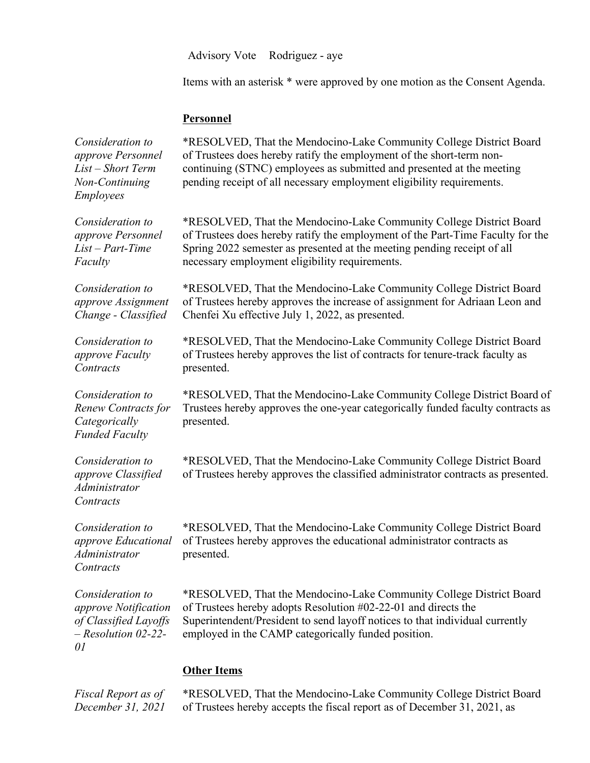Advisory Vote Rodriguez - aye

Items with an asterisk * were approved by one motion as the Consent Agenda.

**Personnel**

*Consideration to approve Personnel List – Short Term Non-Continuing Employees*

*RESOLVED, That the Mendocino-Lake Community College District Board of Trustees does hereby ratify the employment of the short-term non-continuing (STNC) employees as submitted and presented at the meeting pending receipt of all necessary employment eligibility requirements.

*Consideration to approve Personnel List – Part-Time Faculty*

*RESOLVED, That the Mendocino-Lake Community College District Board of Trustees does hereby ratify the employment of the Part-Time Faculty for the Spring 2022 semester as presented at the meeting pending receipt of all necessary employment eligibility requirements.

*Consideration to approve Assignment Change - Classified*

*RESOLVED, That the Mendocino-Lake Community College District Board of Trustees hereby approves the increase of assignment for Adriaan Leon and Chenfei Xu effective July 1, 2022, as presented.

*Consideration to approve Faculty Contracts*

*RESOLVED, That the Mendocino-Lake Community College District Board of Trustees hereby approves the list of contracts for tenure-track faculty as presented.

*Consideration to Renew Contracts for Categorically Funded Faculty*

*RESOLVED, That the Mendocino-Lake Community College District Board of Trustees hereby approves the one-year categorically funded faculty contracts as presented.

*Consideration to approve Classified Administrator Contracts*

*RESOLVED, That the Mendocino-Lake Community College District Board of Trustees hereby approves the classified administrator contracts as presented.

*Consideration to approve Educational Administrator Contracts*

*RESOLVED, That the Mendocino-Lake Community College District Board of Trustees hereby approves the educational administrator contracts as presented.

*Consideration to approve Notification of Classified Layoffs – Resolution 02-22-01*

*RESOLVED, That the Mendocino-Lake Community College District Board of Trustees hereby adopts Resolution #02-22-01 and directs the Superintendent/President to send layoff notices to that individual currently employed in the CAMP categorically funded position.

**Other Items**

*Fiscal Report as of December 31, 2021*

*RESOLVED, That the Mendocino-Lake Community College District Board of Trustees hereby accepts the fiscal report as of December 31, 2021, as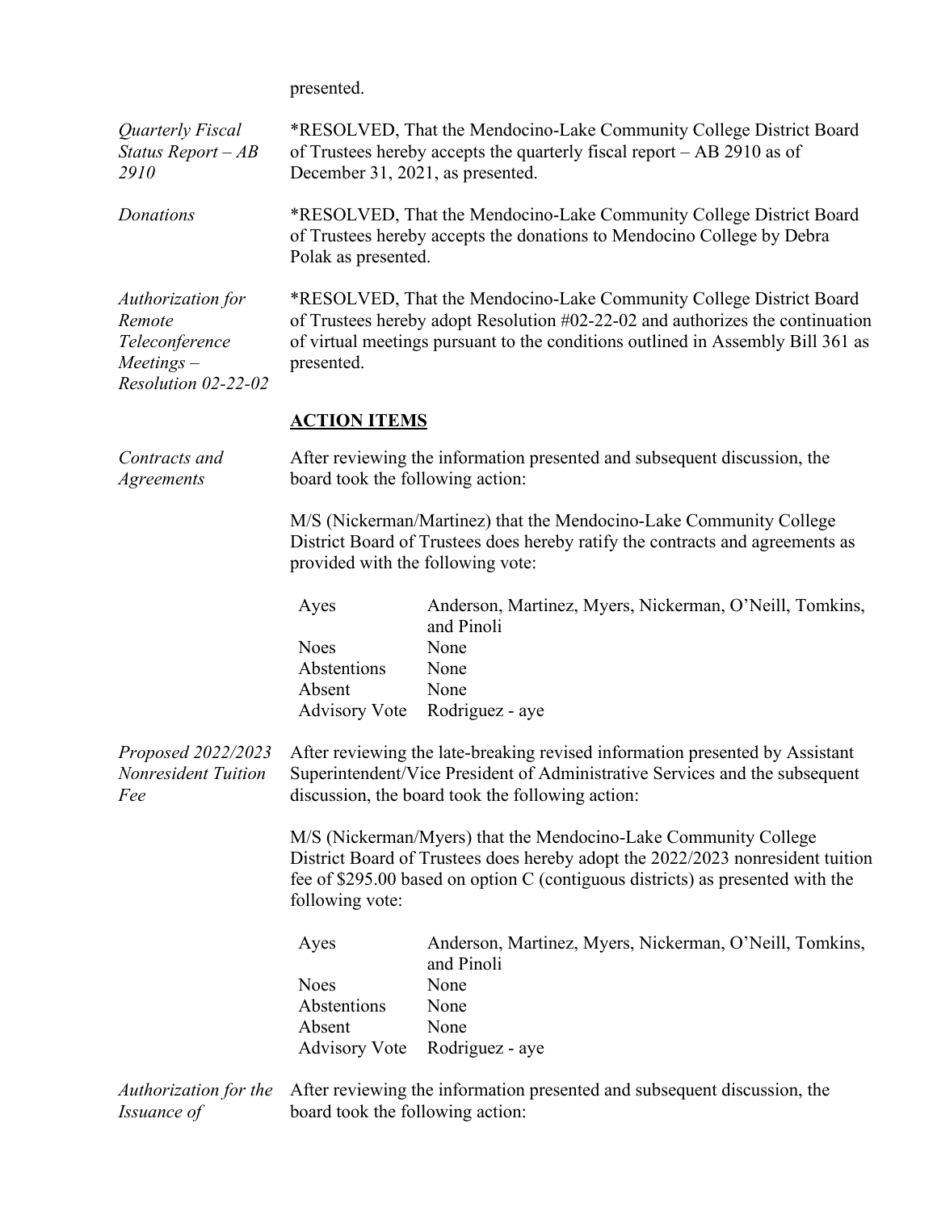presented.

*Quarterly Fiscal Status Report – AB 2910*

*RESOLVED, That the Mendocino-Lake Community College District Board of Trustees hereby accepts the quarterly fiscal report – AB 2910 as of December 31, 2021, as presented.

*Donations*

*RESOLVED, That the Mendocino-Lake Community College District Board of Trustees hereby accepts the donations to Mendocino College by Debra Polak as presented.

*Authorization for Remote Teleconference Meetings – Resolution 02-22-02*

*RESOLVED, That the Mendocino-Lake Community College District Board of Trustees hereby adopt Resolution #02-22-02 and authorizes the continuation of virtual meetings pursuant to the conditions outlined in Assembly Bill 361 as presented.

## ACTION ITEMS

*Contracts and Agreements*

After reviewing the information presented and subsequent discussion, the board took the following action:

M/S (Nickerman/Martinez) that the Mendocino-Lake Community College District Board of Trustees does hereby ratify the contracts and agreements as provided with the following vote:

| | |
|---|---|
| Ayes | Anderson, Martinez, Myers, Nickerman, O'Neill, Tomkins, and Pinoli |
| Noes | None |
| Abstentions | None |
| Absent | None |
| Advisory Vote | Rodriguez - aye |

*Proposed 2022/2023 Nonresident Tuition Fee*

After reviewing the late-breaking revised information presented by Assistant Superintendent/Vice President of Administrative Services and the subsequent discussion, the board took the following action:

M/S (Nickerman/Myers) that the Mendocino-Lake Community College District Board of Trustees does hereby adopt the 2022/2023 nonresident tuition fee of $295.00 based on option C (contiguous districts) as presented with the following vote:

| | |
|---|---|
| Ayes | Anderson, Martinez, Myers, Nickerman, O'Neill, Tomkins, and Pinoli |
| Noes | None |
| Abstentions | None |
| Absent | None |
| Advisory Vote | Rodriguez - aye |

*Authorization for the Issuance of*

After reviewing the information presented and subsequent discussion, the board took the following action: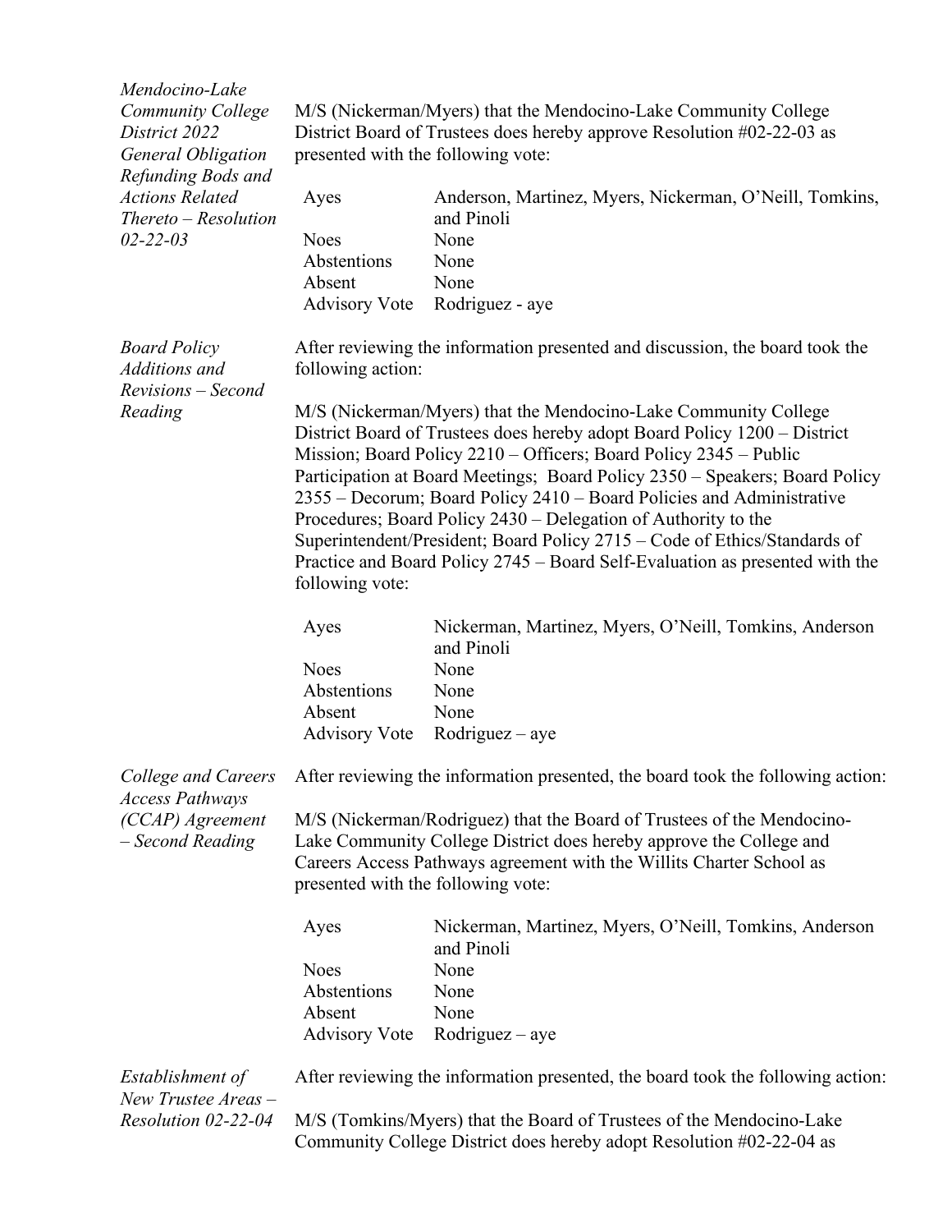*Mendocino-Lake Community College District 2022 General Obligation Refunding Bods and Actions Related Thereto – Resolution 02-22-03*

M/S (Nickerman/Myers) that the Mendocino-Lake Community College District Board of Trustees does hereby approve Resolution #02-22-03 as presented with the following vote:

| | |
|---|---|
| Ayes | Anderson, Martinez, Myers, Nickerman, O'Neill, Tomkins, and Pinoli |
| Noes | None |
| Abstentions | None |
| Absent | None |
| Advisory Vote | Rodriguez - aye |

*Board Policy Additions and Revisions – Second Reading*

After reviewing the information presented and discussion, the board took the following action:

M/S (Nickerman/Myers) that the Mendocino-Lake Community College District Board of Trustees does hereby adopt Board Policy 1200 – District Mission; Board Policy 2210 – Officers; Board Policy 2345 – Public Participation at Board Meetings; Board Policy 2350 – Speakers; Board Policy 2355 – Decorum; Board Policy 2410 – Board Policies and Administrative Procedures; Board Policy 2430 – Delegation of Authority to the Superintendent/President; Board Policy 2715 – Code of Ethics/Standards of Practice and Board Policy 2745 – Board Self-Evaluation as presented with the following vote:

| | |
|---|---|
| Ayes | Nickerman, Martinez, Myers, O'Neill, Tomkins, Anderson and Pinoli |
| Noes | None |
| Abstentions | None |
| Absent | None |
| Advisory Vote | Rodriguez – aye |

*College and Careers Access Pathways (CCAP) Agreement – Second Reading*

After reviewing the information presented, the board took the following action:

M/S (Nickerman/Rodriguez) that the Board of Trustees of the Mendocino-Lake Community College District does hereby approve the College and Careers Access Pathways agreement with the Willits Charter School as presented with the following vote:

| | |
|---|---|
| Ayes | Nickerman, Martinez, Myers, O'Neill, Tomkins, Anderson and Pinoli |
| Noes | None |
| Abstentions | None |
| Absent | None |
| Advisory Vote | Rodriguez – aye |

*Establishment of New Trustee Areas – Resolution 02-22-04*

After reviewing the information presented, the board took the following action:

M/S (Tomkins/Myers) that the Board of Trustees of the Mendocino-Lake Community College District does hereby adopt Resolution #02-22-04 as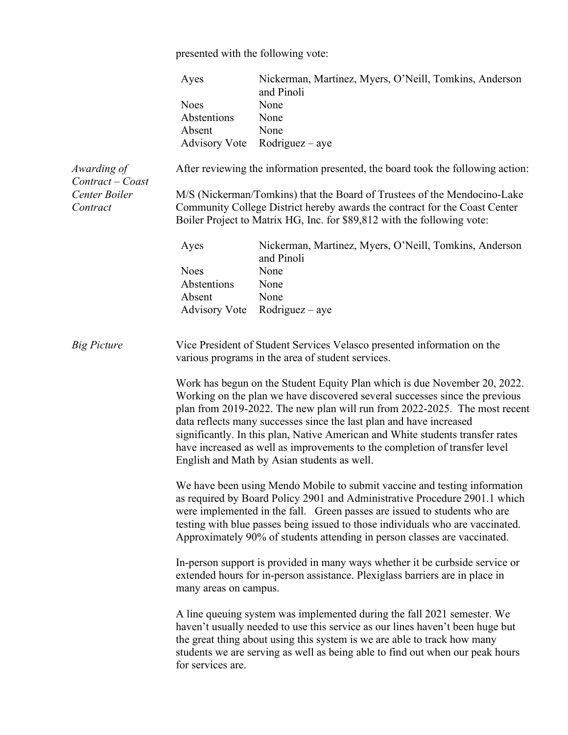presented with the following vote:

| | |
|---|---|
| Ayes | Nickerman, Martinez, Myers, O'Neill, Tomkins, Anderson and Pinoli |
| Noes | None |
| Abstentions | None |
| Absent | None |
| Advisory Vote | Rodriguez – aye |

*Awarding of Contract – Coast Center Boiler Contract*

After reviewing the information presented, the board took the following action:

M/S (Nickerman/Tomkins) that the Board of Trustees of the Mendocino-Lake Community College District hereby awards the contract for the Coast Center Boiler Project to Matrix HG, Inc. for $89,812 with the following vote:

| | |
|---|---|
| Ayes | Nickerman, Martinez, Myers, O'Neill, Tomkins, Anderson and Pinoli |
| Noes | None |
| Abstentions | None |
| Absent | None |
| Advisory Vote | Rodriguez – aye |

*Big Picture*

Vice President of Student Services Velasco presented information on the various programs in the area of student services.

Work has begun on the Student Equity Plan which is due November 20, 2022. Working on the plan we have discovered several successes since the previous plan from 2019-2022. The new plan will run from 2022-2025. The most recent data reflects many successes since the last plan and have increased significantly. In this plan, Native American and White students transfer rates have increased as well as improvements to the completion of transfer level English and Math by Asian students as well.

We have been using Mendo Mobile to submit vaccine and testing information as required by Board Policy 2901 and Administrative Procedure 2901.1 which were implemented in the fall. Green passes are issued to students who are testing with blue passes being issued to those individuals who are vaccinated. Approximately 90% of students attending in person classes are vaccinated.

In-person support is provided in many ways whether it be curbside service or extended hours for in-person assistance. Plexiglass barriers are in place in many areas on campus.

A line queuing system was implemented during the fall 2021 semester. We haven't usually needed to use this service as our lines haven't been huge but the great thing about using this system is we are able to track how many students we are serving as well as being able to find out when our peak hours for services are.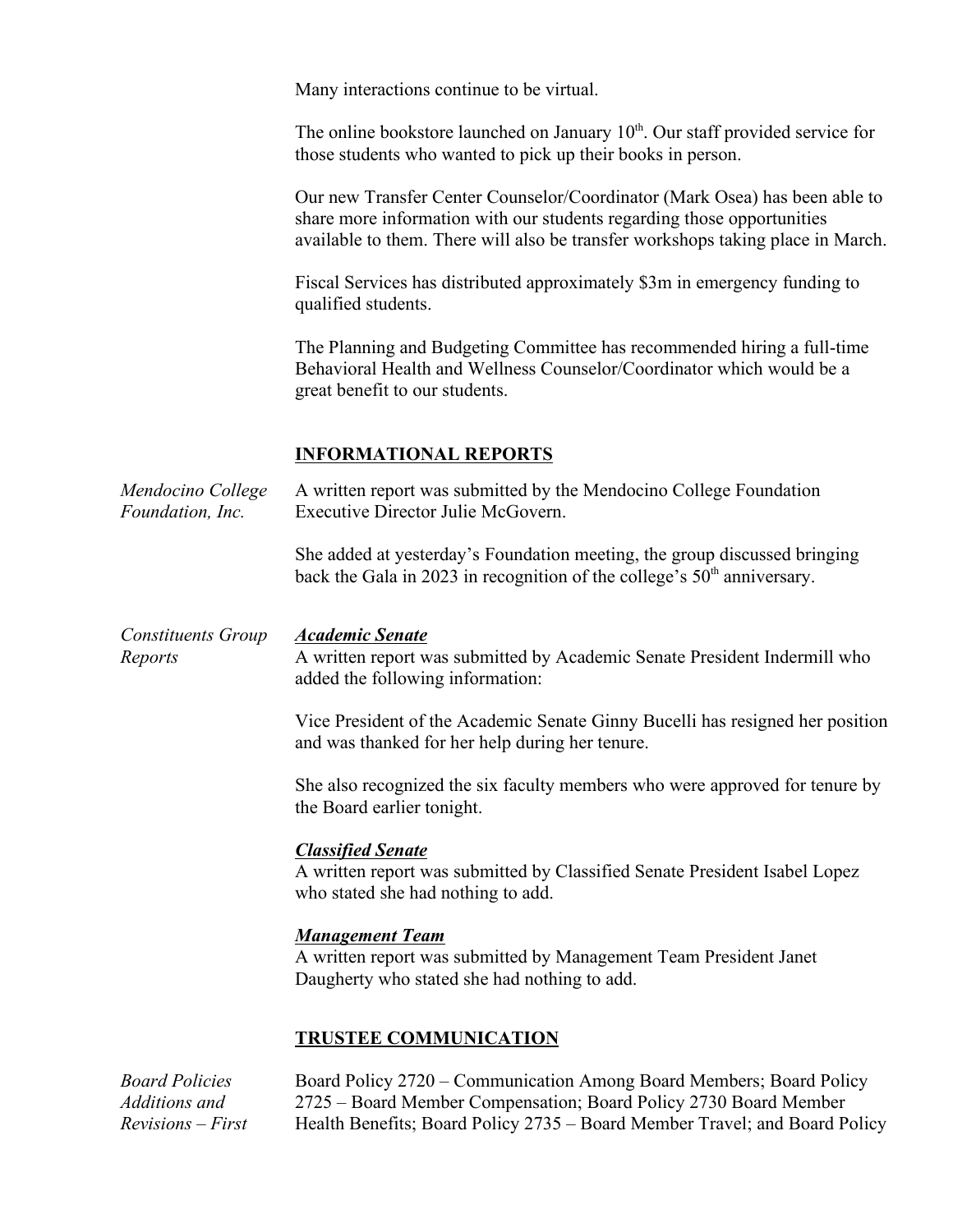Many interactions continue to be virtual.

The online bookstore launched on January 10th. Our staff provided service for those students who wanted to pick up their books in person.

Our new Transfer Center Counselor/Coordinator (Mark Osea) has been able to share more information with our students regarding those opportunities available to them. There will also be transfer workshops taking place in March.

Fiscal Services has distributed approximately $3m in emergency funding to qualified students.

The Planning and Budgeting Committee has recommended hiring a full-time Behavioral Health and Wellness Counselor/Coordinator which would be a great benefit to our students.

## INFORMATIONAL REPORTS

*Mendocino College Foundation, Inc.*

A written report was submitted by the Mendocino College Foundation Executive Director Julie McGovern.

She added at yesterday's Foundation meeting, the group discussed bringing back the Gala in 2023 in recognition of the college's 50th anniversary.

*Constituents Group Reports*

***Academic Senate***

A written report was submitted by Academic Senate President Indermill who added the following information:

Vice President of the Academic Senate Ginny Bucelli has resigned her position and was thanked for her help during her tenure.

She also recognized the six faculty members who were approved for tenure by the Board earlier tonight.

***Classified Senate***

A written report was submitted by Classified Senate President Isabel Lopez who stated she had nothing to add.

***Management Team***

A written report was submitted by Management Team President Janet Daugherty who stated she had nothing to add.

## TRUSTEE COMMUNICATION

*Board Policies Additions and Revisions – First*

Board Policy 2720 – Communication Among Board Members; Board Policy 2725 – Board Member Compensation; Board Policy 2730 Board Member Health Benefits; Board Policy 2735 – Board Member Travel; and Board Policy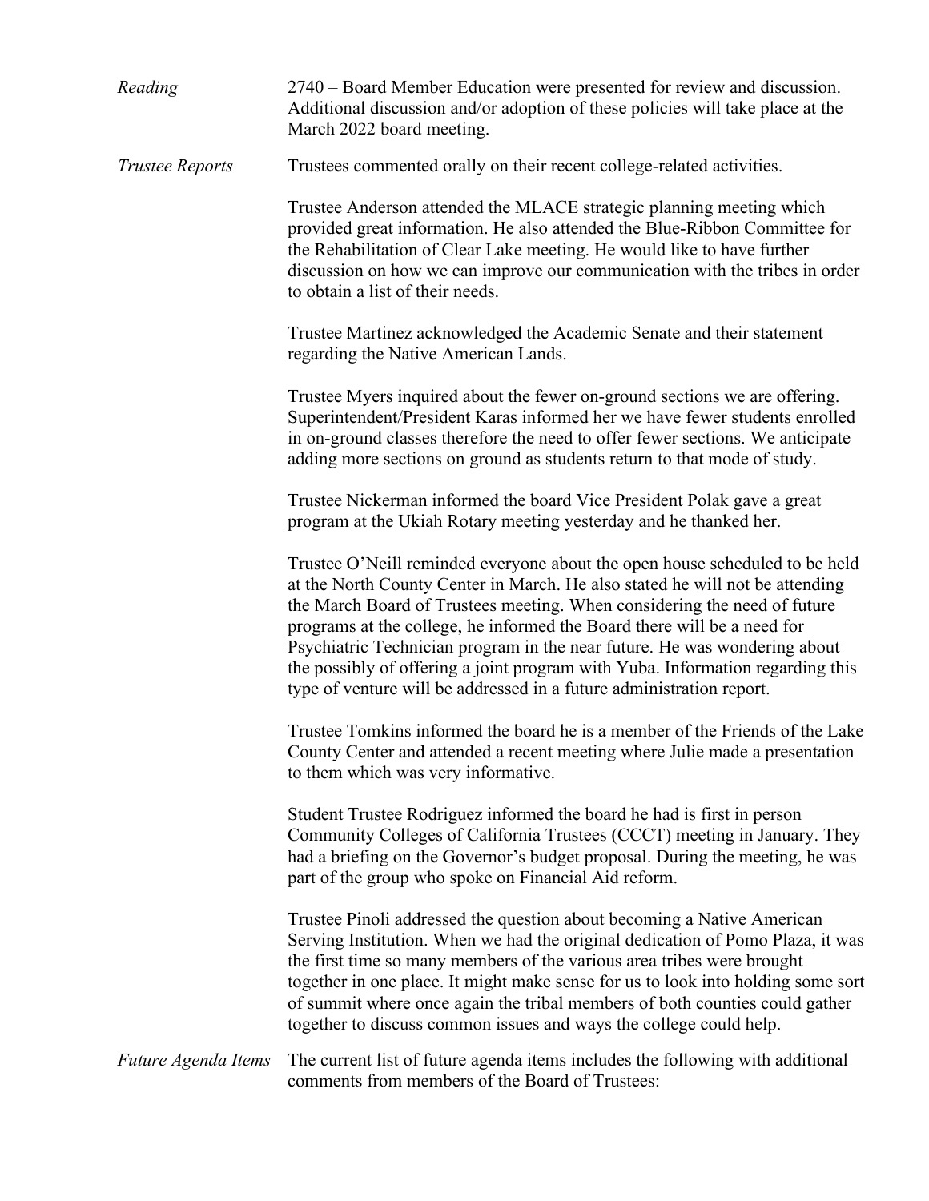*Reading* 2740 – Board Member Education were presented for review and discussion. Additional discussion and/or adoption of these policies will take place at the March 2022 board meeting.

*Trustee Reports* Trustees commented orally on their recent college-related activities.

Trustee Anderson attended the MLACE strategic planning meeting which provided great information. He also attended the Blue-Ribbon Committee for the Rehabilitation of Clear Lake meeting. He would like to have further discussion on how we can improve our communication with the tribes in order to obtain a list of their needs.

Trustee Martinez acknowledged the Academic Senate and their statement regarding the Native American Lands.

Trustee Myers inquired about the fewer on-ground sections we are offering. Superintendent/President Karas informed her we have fewer students enrolled in on-ground classes therefore the need to offer fewer sections. We anticipate adding more sections on ground as students return to that mode of study.

Trustee Nickerman informed the board Vice President Polak gave a great program at the Ukiah Rotary meeting yesterday and he thanked her.

Trustee O'Neill reminded everyone about the open house scheduled to be held at the North County Center in March. He also stated he will not be attending the March Board of Trustees meeting. When considering the need of future programs at the college, he informed the Board there will be a need for Psychiatric Technician program in the near future. He was wondering about the possibly of offering a joint program with Yuba. Information regarding this type of venture will be addressed in a future administration report.

Trustee Tomkins informed the board he is a member of the Friends of the Lake County Center and attended a recent meeting where Julie made a presentation to them which was very informative.

Student Trustee Rodriguez informed the board he had is first in person Community Colleges of California Trustees (CCCT) meeting in January. They had a briefing on the Governor's budget proposal. During the meeting, he was part of the group who spoke on Financial Aid reform.

Trustee Pinoli addressed the question about becoming a Native American Serving Institution. When we had the original dedication of Pomo Plaza, it was the first time so many members of the various area tribes were brought together in one place. It might make sense for us to look into holding some sort of summit where once again the tribal members of both counties could gather together to discuss common issues and ways the college could help.

*Future Agenda Items* The current list of future agenda items includes the following with additional comments from members of the Board of Trustees: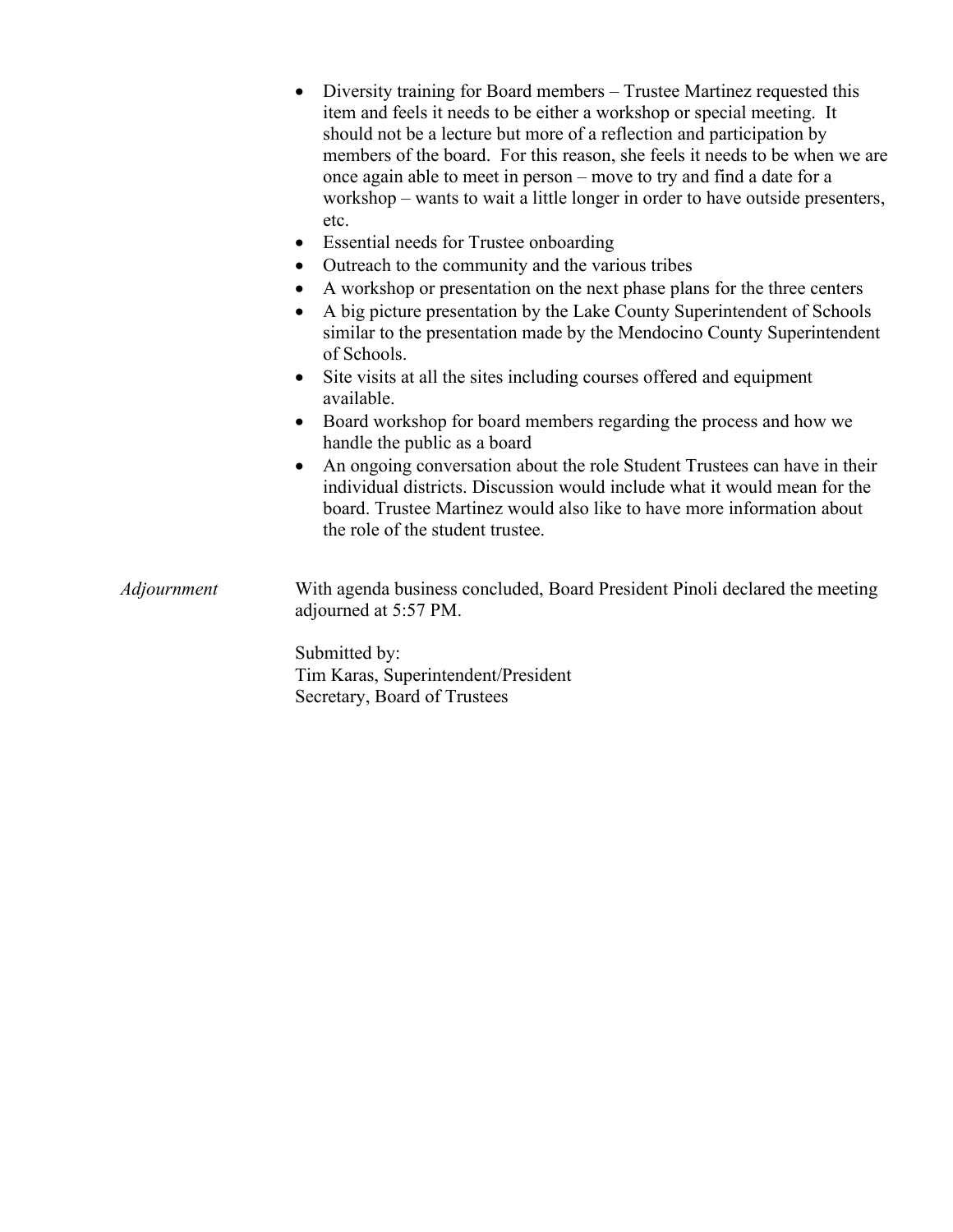- Diversity training for Board members – Trustee Martinez requested this item and feels it needs to be either a workshop or special meeting. It should not be a lecture but more of a reflection and participation by members of the board. For this reason, she feels it needs to be when we are once again able to meet in person – move to try and find a date for a workshop – wants to wait a little longer in order to have outside presenters, etc.
- Essential needs for Trustee onboarding
- Outreach to the community and the various tribes
- A workshop or presentation on the next phase plans for the three centers
- A big picture presentation by the Lake County Superintendent of Schools similar to the presentation made by the Mendocino County Superintendent of Schools.
- Site visits at all the sites including courses offered and equipment available.
- Board workshop for board members regarding the process and how we handle the public as a board
- An ongoing conversation about the role Student Trustees can have in their individual districts. Discussion would include what it would mean for the board. Trustee Martinez would also like to have more information about the role of the student trustee.

*Adjournment*

With agenda business concluded, Board President Pinoli declared the meeting adjourned at 5:57 PM.

Submitted by:
Tim Karas, Superintendent/President
Secretary, Board of Trustees